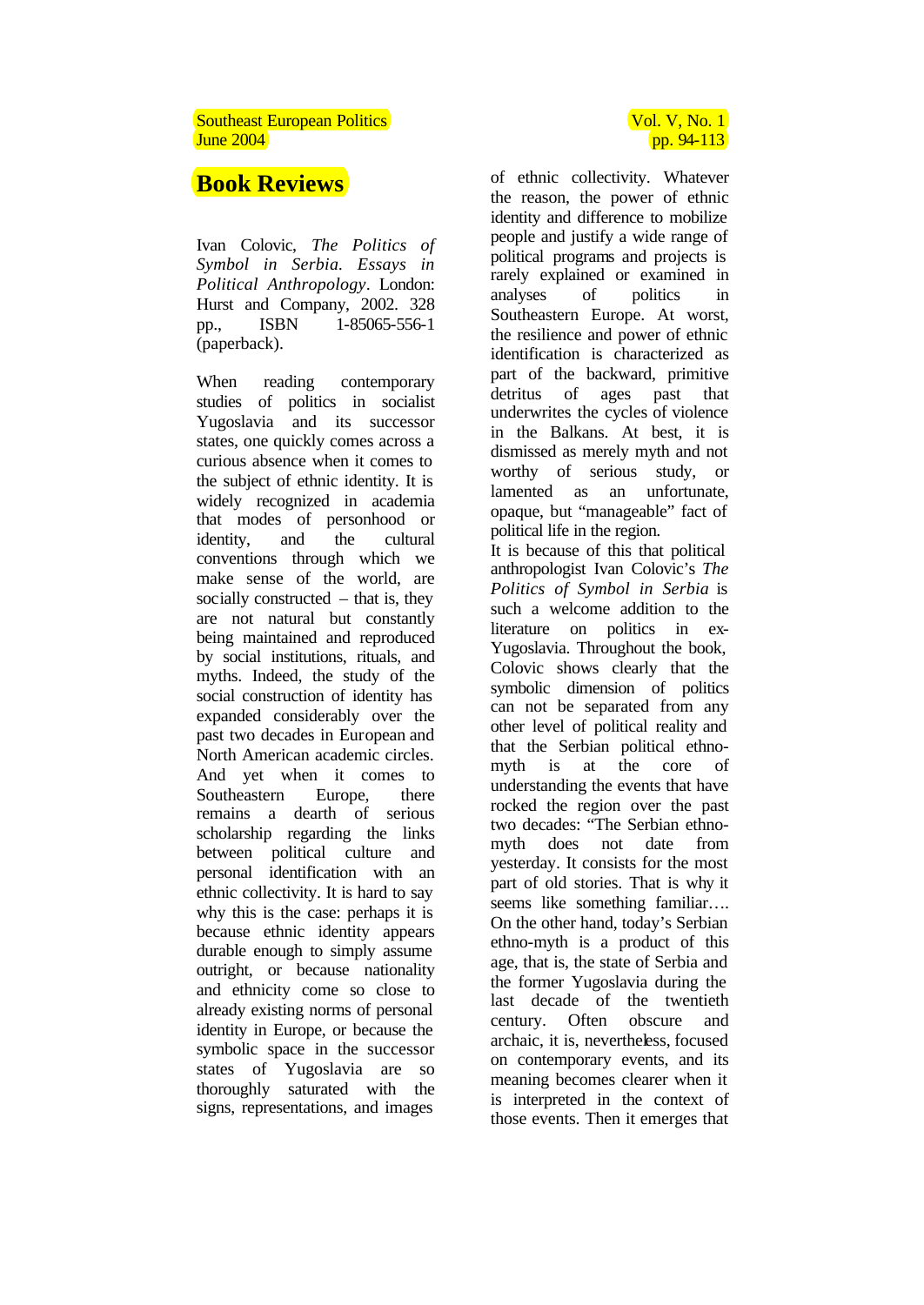# Book Reviews

Ivan Colovic, *The Politics of Symbol in Serbia. Essays in Political Anthropology*. London: Hurst and Company, 2002. 328 pp., ISBN 1-85065-556-1 (paperback).

When reading contemporary studies of politics in socialist Yugoslavia and its successor states, one quickly comes across a curious absence when it comes to the subject of ethnic identity. It is widely recognized in academia that modes of personhood or identity, and the cultural conventions through which we make sense of the world, are socially constructed – that is, they are not natural but constantly being maintained and reproduced by social institutions, rituals, and myths. Indeed, the study of the social construction of identity has expanded considerably over the past two decades in European and North American academic circles. And yet when it comes to Southeastern Europe, there remains a dearth of serious scholarship regarding the links between political culture and personal identification with an ethnic collectivity. It is hard to say why this is the case: perhaps it is because ethnic identity appears durable enough to simply assume outright, or because nationality and ethnicity come so close to already existing norms of personal identity in Europe, or because the symbolic space in the successor states of Yugoslavia are so thoroughly saturated with the signs, representations, and images of ethnic collectivity. Whatever the reason, the power of ethnic identity and difference to mobilize people and justify a wide range of political programs and projects is rarely explained or examined in analyses of politics in Southeastern Europe. At worst, the resilience and power of ethnic identification is characterized as part of the backward, primitive detritus of ages past that underwrites the cycles of violence in the Balkans. At best, it is dismissed as merely myth and not worthy of serious study, or lamented as an unfortunate, opaque, but "manageable" fact of political life in the region.

It is because of this that political anthropologist Ivan Colovic's *The Politics of Symbol in Serbia* is such a welcome addition to the literature on politics in ex-Yugoslavia. Throughout the book, Colovic shows clearly that the symbolic dimension of politics can not be separated from any other level of political reality and that the Serbian political ethno-myth is at the core of understanding the events that have rocked the region over the past two decades: "The Serbian ethno-myth does not date from yesterday. It consists for the most part of old stories. That is why it seems like something familiar…. On the other hand, today's Serbian ethno-myth is a product of this age, that is, the state of Serbia and the former Yugoslavia during the last decade of the twentieth century. Often obscure and archaic, it is, nevertheless, focused on contemporary events, and its meaning becomes clearer when it is interpreted in the context of those events. Then it emerges that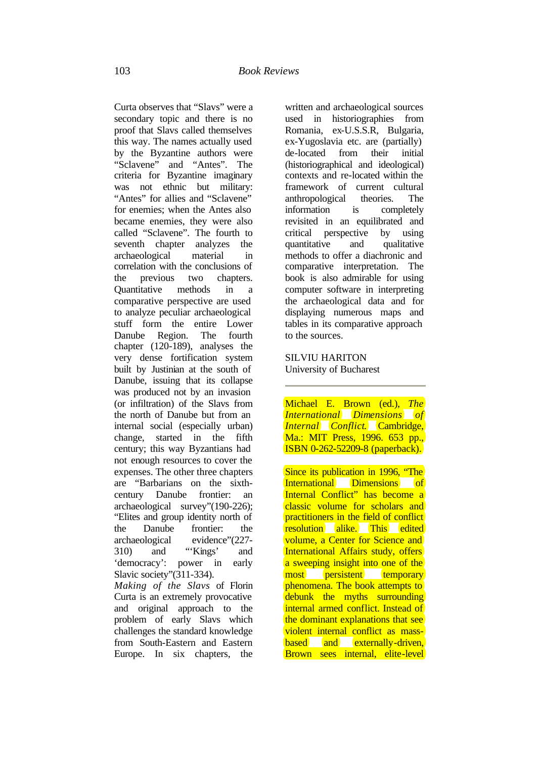Curta observes that "Slavs" were a secondary topic and there is no proof that Slavs called themselves this way. The names actually used by the Byzantine authors were "Sclavene" and "Antes". The criteria for Byzantine imaginary was not ethnic but military: "Antes" for allies and "Sclavene" for enemies; when the Antes also became enemies, they were also called "Sclavene". The fourth to seventh chapter analyzes the archaeological material in correlation with the conclusions of the previous two chapters. Quantitative methods in a comparative perspective are used to analyze peculiar archaeological stuff form the entire Lower Danube Region. The fourth chapter (120-189), analyses the very dense fortification system built by Justinian at the south of Danube, issuing that its collapse was produced not by an invasion (or infiltration) of the Slavs from the north of Danube but from an internal social (especially urban) change, started in the fifth century; this way Byzantians had not enough resources to cover the expenses. The other three chapters are "Barbarians on the sixth-century Danube frontier: an archaeological survey"(190-226); "Elites and group identity north of the Danube frontier: the archaeological evidence"(227-310) and "'Kings' and 'democracy': power in early Slavic society"(311-334).

*Making of the Slavs* of Florin Curta is an extremely provocative and original approach to the problem of early Slavs which challenges the standard knowledge from South-Eastern and Eastern Europe. In six chapters, the written and archaeological sources used in historiographies from Romania, ex-U.S.S.R, Bulgaria, ex-Yugoslavia etc. are (partially) de-located from their initial (historiographical and ideological) contexts and re-located within the framework of current cultural anthropological theories. The information is completely revisited in an equilibrated and critical perspective by using quantitative and qualitative methods to offer a diachronic and comparative interpretation. The book is also admirable for using computer software in interpreting the archaeological data and for displaying numerous maps and tables in its comparative approach to the sources.

SILVIU HARITON
University of Bucharest

---

Michael E. Brown (ed.), *The International Dimensions of Internal Conflict.* Cambridge, Ma.: MIT Press, 1996. 653 pp., ISBN 0-262-52209-8 (paperback).

Since its publication in 1996, "The International Dimensions of Internal Conflict" has become a classic volume for scholars and practitioners in the field of conflict resolution alike. This edited volume, a Center for Science and International Affairs study, offers a sweeping insight into one of the most persistent temporary phenomena. The book attempts to debunk the myths surrounding internal armed conflict. Instead of the dominant explanations that see violent internal conflict as mass-based and externally-driven, Brown sees internal, elite-level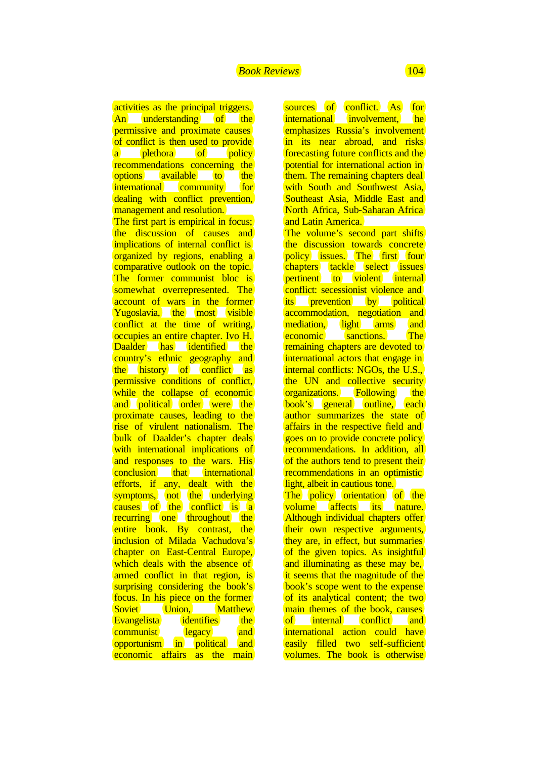activities as the principal triggers. An understanding of the permissive and proximate causes of conflict is then used to provide a plethora of policy recommendations concerning the options available to the international community for dealing with conflict prevention, management and resolution.

The first part is empirical in focus; the discussion of causes and implications of internal conflict is organized by regions, enabling a comparative outlook on the topic. The former communist bloc is somewhat overrepresented. The account of wars in the former Yugoslavia, the most visible conflict at the time of writing, occupies an entire chapter. Ivo H. Daalder has identified the country's ethnic geography and the history of conflict as permissive conditions of conflict, while the collapse of economic and political order were the proximate causes, leading to the rise of virulent nationalism. The bulk of Daalder's chapter deals with international implications of and responses to the wars. His conclusion that international efforts, if any, dealt with the symptoms, not the underlying causes of the conflict is a recurring one throughout the entire book. By contrast, the inclusion of Milada Vachudova's chapter on East-Central Europe, which deals with the absence of armed conflict in that region, is surprising considering the book's focus. In his piece on the former Soviet Union, Matthew Evangelista identifies the communist legacy and opportunism in political and economic affairs as the main sources of conflict. As for international involvement, he emphasizes Russia's involvement in its near abroad, and risks forecasting future conflicts and the potential for international action in them. The remaining chapters deal with South and Southwest Asia, Southeast Asia, Middle East and North Africa, Sub-Saharan Africa and Latin America.

The volume's second part shifts the discussion towards concrete policy issues. The first four chapters tackle select issues pertinent to violent internal conflict: secessionist violence and its prevention by political accommodation, negotiation and mediation, light arms and economic sanctions. The remaining chapters are devoted to international actors that engage in internal conflicts: NGOs, the U.S., the UN and collective security organizations. Following the book's general outline, each author summarizes the state of affairs in the respective field and goes on to provide concrete policy recommendations. In addition, all of the authors tend to present their recommendations in an optimistic light, albeit in cautious tone.

The policy orientation of the volume affects its nature. Although individual chapters offer their own respective arguments, they are, in effect, but summaries of the given topics. As insightful and illuminating as these may be, it seems that the magnitude of the book's scope went to the expense of its analytical content; the two main themes of the book, causes of internal conflict and international action could have easily filled two self-sufficient volumes. The book is otherwise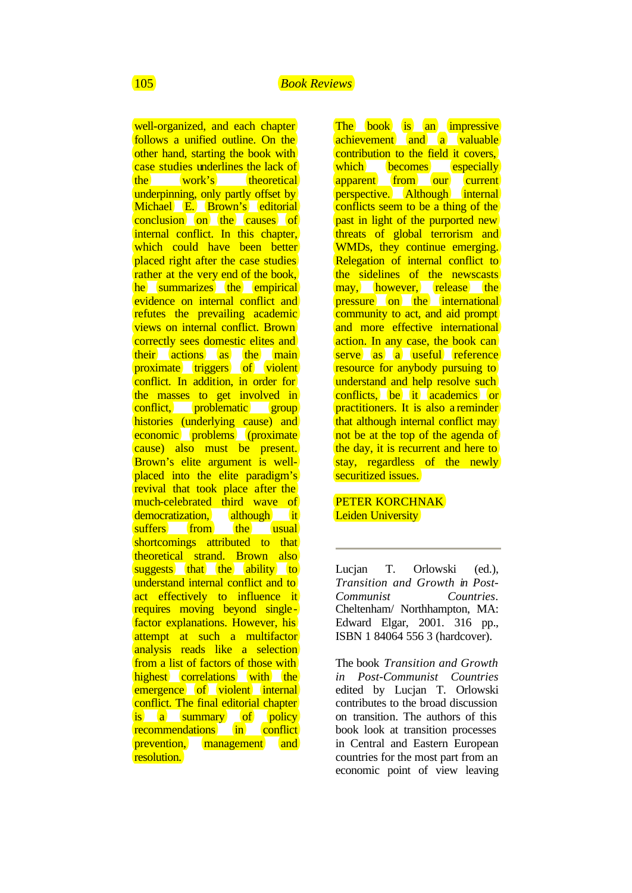well-organized, and each chapter follows a unified outline. On the other hand, starting the book with case studies underlines the lack of the work's theoretical underpinning, only partly offset by Michael E. Brown's editorial conclusion on the causes of internal conflict. In this chapter, which could have been better placed right after the case studies rather at the very end of the book, he summarizes the empirical evidence on internal conflict and refutes the prevailing academic views on internal conflict. Brown correctly sees domestic elites and their actions as the main proximate triggers of violent conflict. In addition, in order for the masses to get involved in conflict, problematic group histories (underlying cause) and economic problems (proximate cause) also must be present. Brown's elite argument is well-placed into the elite paradigm's revival that took place after the much-celebrated third wave of democratization, although it suffers from the usual shortcomings attributed to that theoretical strand. Brown also suggests that the ability to understand internal conflict and to act effectively to influence it requires moving beyond single-factor explanations. However, his attempt at such a multifactor analysis reads like a selection from a list of factors of those with highest correlations with the emergence of violent internal conflict. The final editorial chapter is a summary of policy recommendations in conflict prevention, management and resolution.

The book is an impressive achievement and a valuable contribution to the field it covers, which becomes especially apparent from our current perspective. Although internal conflicts seem to be a thing of the past in light of the purported new threats of global terrorism and WMDs, they continue emerging. Relegation of internal conflict to the sidelines of the newscasts may, however, release the pressure on the international community to act, and aid prompt and more effective international action. In any case, the book can serve as a useful reference resource for anybody pursuing to understand and help resolve such conflicts, be it academics or practitioners. It is also a reminder that although internal conflict may not be at the top of the agenda of the day, it is recurrent and here to stay, regardless of the newly securitized issues.

PETER KORCHNAK
Leiden University

---

Lucjan T. Orlowski (ed.), *Transition and Growth in Post-Communist Countries*. Cheltenham/ Northhampton, MA: Edward Elgar, 2001. 316 pp., ISBN 1 84064 556 3 (hardcover).

The book *Transition and Growth in Post-Communist Countries* edited by Lucjan T. Orlowski contributes to the broad discussion on transition. The authors of this book look at transition processes in Central and Eastern European countries for the most part from an economic point of view leaving